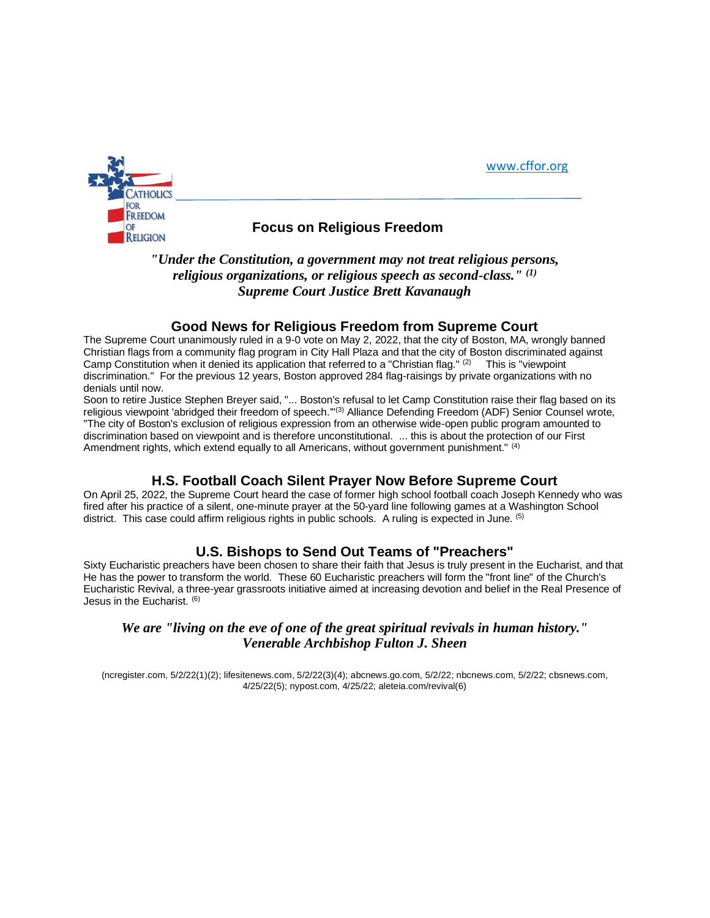Catholics for Freedom of Religion

www.cffor.org

## Focus on Religious Freedom

***"Under the Constitution, a government may not treat religious persons, religious organizations, or religious speech as second-class." [1]***
***Supreme Court Justice Brett Kavanaugh***

### Good News for Religious Freedom from Supreme Court

The Supreme Court unanimously ruled in a 9-0 vote on May 2, 2022, that the city of Boston, MA, wrongly banned Christian flags from a community flag program in City Hall Plaza and that the city of Boston discriminated against Camp Constitution when it denied its application that referred to a "Christian flag." [2] This is "viewpoint discrimination." For the previous 12 years, Boston approved 284 flag-raisings by private organizations with no denials until now.

Soon to retire Justice Stephen Breyer said, "... Boston's refusal to let Camp Constitution raise their flag based on its religious viewpoint 'abridged their freedom of speech.'"[3] Alliance Defending Freedom (ADF) Senior Counsel wrote, "The city of Boston's exclusion of religious expression from an otherwise wide-open public program amounted to discrimination based on viewpoint and is therefore unconstitutional. ... this is about the protection of our First Amendment rights, which extend equally to all Americans, without government punishment." [4]

### H.S. Football Coach Silent Prayer Now Before Supreme Court

On April 25, 2022, the Supreme Court heard the case of former high school football coach Joseph Kennedy who was fired after his practice of a silent, one-minute prayer at the 50-yard line following games at a Washington School district. This case could affirm religious rights in public schools. A ruling is expected in June. [5]

### U.S. Bishops to Send Out Teams of "Preachers"

Sixty Eucharistic preachers have been chosen to share their faith that Jesus is truly present in the Eucharist, and that He has the power to transform the world. These 60 Eucharistic preachers will form the "front line" of the Church's Eucharistic Revival, a three-year grassroots initiative aimed at increasing devotion and belief in the Real Presence of Jesus in the Eucharist. [6]

***We are "living on the eve of one of the great spiritual revivals in human history."***
***Venerable Archbishop Fulton J. Sheen***

(ncregister.com, 5/2/22(1)(2); lifesitenews.com, 5/2/22(3)(4); abcnews.go.com, 5/2/22; nbcnews.com, 5/2/22; cbsnews.com, 4/25/22(5); nypost.com, 4/25/22; aleteia.com/revival(6)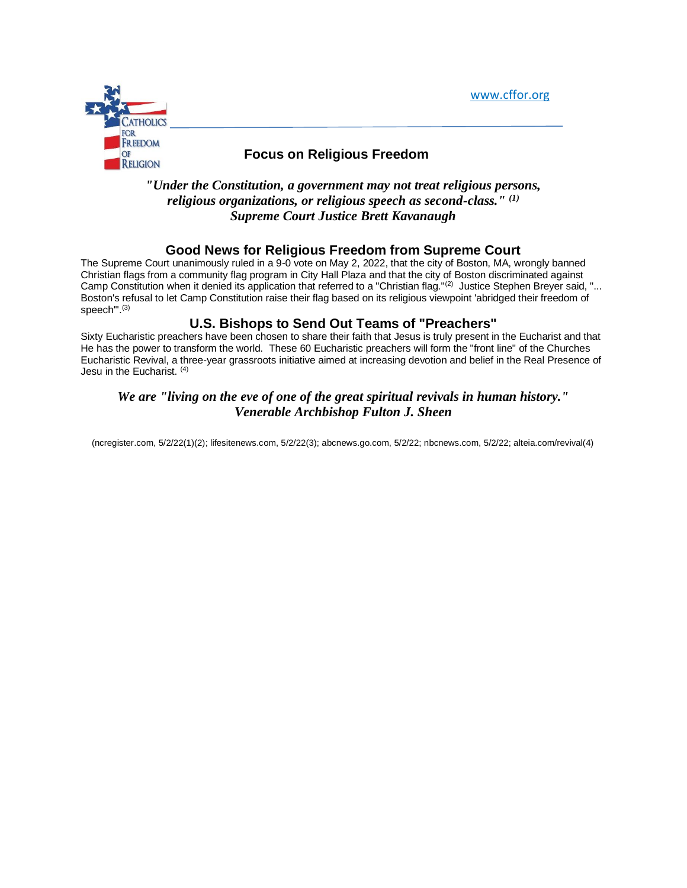www.cffor.org

CATHOLICS FOR FREEDOM OF RELIGION

## Focus on Religious Freedom

***"Under the Constitution, a government may not treat religious persons, religious organizations, or religious speech as second-class." (1)***
***Supreme Court Justice Brett Kavanaugh***

### Good News for Religious Freedom from Supreme Court

The Supreme Court unanimously ruled in a 9-0 vote on May 2, 2022, that the city of Boston, MA, wrongly banned Christian flags from a community flag program in City Hall Plaza and that the city of Boston discriminated against Camp Constitution when it denied its application that referred to a "Christian flag."[2] Justice Stephen Breyer said, "... Boston's refusal to let Camp Constitution raise their flag based on its religious viewpoint 'abridged their freedom of speech'".[3]

### U.S. Bishops to Send Out Teams of "Preachers"

Sixty Eucharistic preachers have been chosen to share their faith that Jesus is truly present in the Eucharist and that He has the power to transform the world. These 60 Eucharistic preachers will form the "front line" of the Churches Eucharistic Revival, a three-year grassroots initiative aimed at increasing devotion and belief in the Real Presence of Jesu in the Eucharist. [4]

***We are "living on the eve of one of the great spiritual revivals in human history."***
***Venerable Archbishop Fulton J. Sheen***

(ncregister.com, 5/2/22(1)(2); lifesitenews.com, 5/2/22(3); abcnews.go.com, 5/2/22; nbcnews.com, 5/2/22; alteia.com/revival(4)